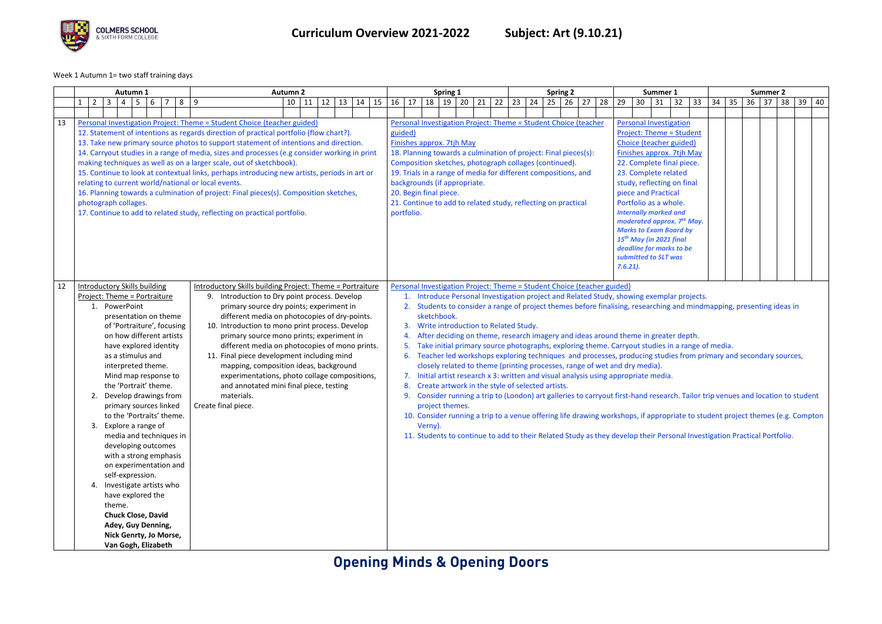# Curriculum Overview 2021-2022 Subject: Art (9.10.21)

Week 1 Autumn 1= two staff training days

| | Autumn 1 (Weeks 1–8) | Autumn 2 (Weeks 9–15) | Spring 1 (Weeks 16–22) | Spring 2 (Weeks 23–28) | Summer 1 (Weeks 29–33) | Summer 2 (Weeks 34–40) |
|---|---|---|---|---|---|---|
| 13 | Personal Investigation Project: Theme = Student Choice (teacher guided)<br>12. Statement of intentions as regards direction of practical portfolio (flow chart?).<br>13. Take new primary source photos to support statement of intentions and direction.<br>14. Carryout studies in a range of media, sizes and processes (e.g consider working in print making techniques as well as on a larger scale, out of sketchbook).<br>15. Continue to look at contextual links, perhaps introducing new artists, periods in art or relating to current world/national or local events.<br>16. Planning towards a culmination of project: Final pieces(s). Composition sketches, photograph collages.<br>17. Continue to add to related study, reflecting on practical portfolio. | | Personal Investigation Project: Theme = Student Choice (teacher guided)<br>Finishes approx. 7tjh May<br>18. Planning towards a culmination of project: Final pieces(s): Composition sketches, photograph collages (continued).<br>19. Trials in a range of media for different compositions, and backgrounds (if appropriate.<br>20. Begin final piece.<br>21. Continue to add to related study, reflecting on practical portfolio. | | Personal Investigation Project: Theme = Student Choice (teacher guided)<br>Finishes approx. 7tjh May<br>22. Complete final piece.<br>23. Complete related study, reflecting on final piece and Practical Portfolio as a whole.<br>***Internally marked and moderated approx. 7th May. Marks to Exam Board by 15th May (in 2021 final deadline for marks to be submitted to SLT was 7.6.21).*** | |
| 12 | Introductory Skills building Project: Theme = Portraiture<br>1. PowerPoint presentation on theme of 'Portraiture', focusing on how different artists have explored identity as a stimulus and interpreted theme. Mind map response to the 'Portrait' theme.<br>2. Develop drawings from primary sources linked to the 'Portraits' theme.<br>3. Explore a range of media and techniques in developing outcomes with a strong emphasis on experimentation and self-expression.<br>4. Investigate artists who have explored the theme. **Chuck Close, David Adey, Guy Denning, Nick Genrty, Jo Morse, Van Gogh, Elizabeth** | Introductory Skills building Project: Theme = Portraiture<br>9. Introduction to Dry point process. Develop primary source dry points; experiment in different media on photocopies of dry-points.<br>10. Introduction to mono print process. Develop primary source mono prints; experiment in different media on photocopies of mono prints.<br>11. Final piece development including mind mapping, composition ideas, background experimentations, photo collage compositions, and annotated mini final piece, testing materials.<br>Create final piece. | Personal Investigation Project: Theme = Student Choice (teacher guided)<br>1. Introduce Personal Investigation project and Related Study, showing exemplar projects.<br>2. Students to consider a range of project themes before finalising, researching and mindmapping, presenting ideas in sketchbook.<br>3. Write introduction to Related Study.<br>4. After deciding on theme, research imagery and ideas around theme in greater depth.<br>5. Take initial primary source photographs, exploring theme. Carryout studies in a range of media.<br>6. Teacher led workshops exploring techniques and processes, producing studies from primary and secondary sources, closely related to theme (printing processes, range of wet and dry media).<br>7. Initial artist research x 3: written and visual analysis using appropriate media.<br>8. Create artwork in the style of selected artists.<br>9. Consider running a trip to (London) art galleries to carryout first-hand research. Tailor trip venues and location to student project themes.<br>10. Consider running a trip to a venue offering life drawing workshops, if appropriate to student project themes (e.g. Compton Verny).<br>11. Students to continue to add to their Related Study as they develop their Personal Investigation Practical Portfolio. | | | |

**Opening Minds & Opening Doors**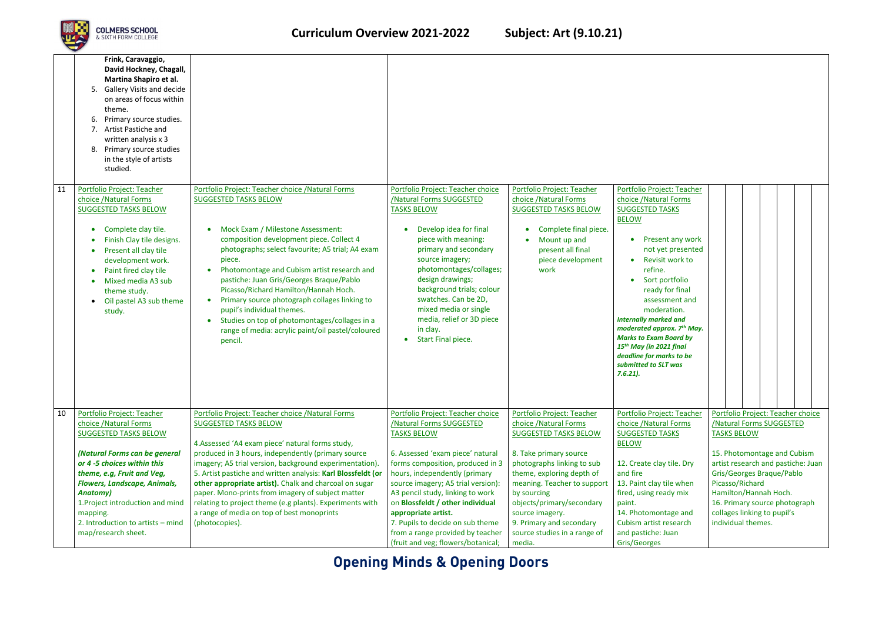| | | | | | | | | | | | | |
|---|---|---|---|---|---|---|---|---|---|---|---|---|
| | **Frink, Caravaggio, David Hockney, Chagall, Martina Shapiro et al.**<br>5. Gallery Visits and decide on areas of focus within theme.<br>6. Primary source studies.<br>7. Artist Pastiche and written analysis x 3<br>8. Primary source studies in the style of artists studied. | | | | | | | | | | | |
| 11 | Portfolio Project: Teacher choice /Natural Forms SUGGESTED TASKS BELOW<br><br>• Complete clay tile.<br>• Finish Clay tile designs.<br>• Present all clay tile development work.<br>• Paint fired clay tile<br>• Mixed media A3 sub theme study.<br>• Oil pastel A3 sub theme study. | Portfolio Project: Teacher choice /Natural Forms SUGGESTED TASKS BELOW<br><br>• Mock Exam / Milestone Assessment: composition development piece. Collect 4 photographs; select favourite; A5 trial; A4 exam piece.<br>• Photomontage and Cubism artist research and pastiche: Juan Gris/Georges Braque/Pablo Picasso/Richard Hamilton/Hannah Hoch.<br>• Primary source photograph collages linking to pupil's individual themes.<br>• Studies on top of photomontages/collages in a range of media: acrylic paint/oil pastel/coloured pencil. | Portfolio Project: Teacher choice /Natural Forms SUGGESTED TASKS BELOW<br><br>• Develop idea for final piece with meaning: primary and secondary source imagery; photomontages/collages; design drawings; background trials; colour swatches. Can be 2D, mixed media or single media, relief or 3D piece in clay.<br>• Start Final piece. | Portfolio Project: Teacher choice /Natural Forms SUGGESTED TASKS BELOW<br><br>• Complete final piece.<br>• Mount up and present all final piece development work | Portfolio Project: Teacher choice /Natural Forms SUGGESTED TASKS BELOW<br><br>• Present any work not yet presented<br>• Revisit work to refine.<br>• Sort portfolio ready for final assessment and moderation.<br>***Internally marked and moderated approx. 7th May. Marks to Exam Board by 15th May (in 2021 final deadline for marks to be submitted to SLT was 7.6.21).*** | | | | | | | |
| 10 | Portfolio Project: Teacher choice /Natural Forms SUGGESTED TASKS BELOW<br><br>***(Natural Forms can be general or 4 -5 choices within this theme, e.g, Fruit and Veg, Flowers, Landscape, Animals, Anatomy)***<br>1.Project introduction and mind mapping.<br>2. Introduction to artists – mind map/research sheet. | Portfolio Project: Teacher choice /Natural Forms SUGGESTED TASKS BELOW<br><br>4.Assessed 'A4 exam piece' natural forms study, produced in 3 hours, independently (primary source imagery; A5 trial version, background experimentation).<br>5. Artist pastiche and written analysis: **Karl Blossfeldt (or other appropriate artist).** Chalk and charcoal on sugar paper. Mono-prints from imagery of subject matter relating to project theme (e.g plants). Experiments with a range of media on top of best monoprints (photocopies). | Portfolio Project: Teacher choice /Natural Forms SUGGESTED TASKS BELOW<br><br>6. Assessed 'exam piece' natural forms composition, produced in 3 hours, independently (primary source imagery; A5 trial version): A3 pencil study, linking to work on **Blossfeldt / other individual appropriate artist.**<br>7. Pupils to decide on sub theme from a range provided by teacher (fruit and veg; flowers/botanical; | Portfolio Project: Teacher choice /Natural Forms SUGGESTED TASKS BELOW<br><br>8. Take primary source photographs linking to sub theme, exploring depth of meaning. Teacher to support by sourcing objects/primary/secondary source imagery.<br>9. Primary and secondary source studies in a range of media. | Portfolio Project: Teacher choice /Natural Forms SUGGESTED TASKS BELOW<br><br>12. Create clay tile. Dry and fire<br>13. Paint clay tile when fired, using ready mix paint.<br>14. Photomontage and Cubism artist research and pastiche: Juan Gris/Georges | Portfolio Project: Teacher choice /Natural Forms SUGGESTED TASKS BELOW<br><br>15. Photomontage and Cubism artist research and pastiche: Juan Gris/Georges Braque/Pablo Picasso/Richard Hamilton/Hannah Hoch.<br>16. Primary source photograph collages linking to pupil's individual themes. | | | | | | |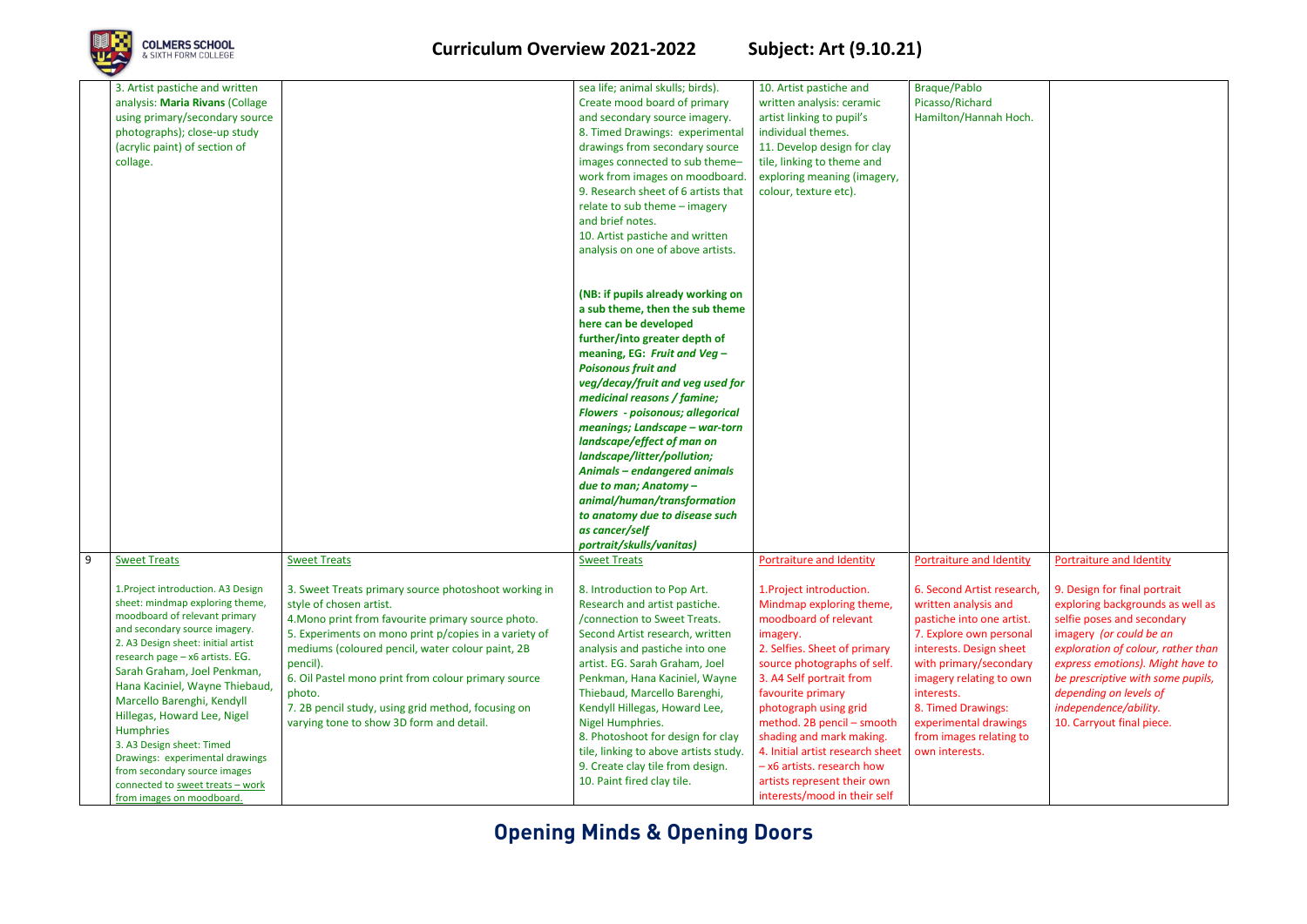| | | | | | | |
|---|---|---|---|---|---|---|
| | 3. Artist pastiche and written analysis: **Maria Rivans** (Collage using primary/secondary source photographs); close-up study (acrylic paint) of section of collage. | | sea life; animal skulls; birds). Create mood board of primary and secondary source imagery. 8. Timed Drawings: experimental drawings from secondary source images connected to sub theme– work from images on moodboard. 9. Research sheet of 6 artists that relate to sub theme – imagery and brief notes. 10. Artist pastiche and written analysis on one of above artists. **(NB: if pupils already working on a sub theme, then the sub theme here can be developed further/into greater depth of meaning, EG: *Fruit and Veg – Poisonous fruit and veg/decay/fruit and veg used for medicinal reasons / famine; Flowers - poisonous; allegorical meanings; Landscape – war-torn landscape/effect of man on landscape/litter/pollution; Animals – endangered animals due to man; Anatomy – animal/human/transformation to anatomy due to disease such as cancer/self portrait/skulls/vanitas)*** | 10. Artist pastiche and written analysis: ceramic artist linking to pupil's individual themes. 11. Develop design for clay tile, linking to theme and exploring meaning (imagery, colour, texture etc). | Braque/Pablo Picasso/Richard Hamilton/Hannah Hoch. | |
| 9 | Sweet Treats<br><br>1.Project introduction. A3 Design sheet: mindmap exploring theme, moodboard of relevant primary and secondary source imagery.<br>2. A3 Design sheet: initial artist research page – x6 artists. EG. Sarah Graham, Joel Penkman, Hana Kaciniel, Wayne Thiebaud, Marcello Barenghi, Kendyll Hillegas, Howard Lee, Nigel Humphries<br>3. A3 Design sheet: Timed Drawings: experimental drawings from secondary source images connected to sweet treats – work from images on moodboard. | Sweet Treats<br><br>3. Sweet Treats primary source photoshoot working in style of chosen artist.<br>4.Mono print from favourite primary source photo.<br>5. Experiments on mono print p/copies in a variety of mediums (coloured pencil, water colour paint, 2B pencil).<br>6. Oil Pastel mono print from colour primary source photo.<br>7. 2B pencil study, using grid method, focusing on varying tone to show 3D form and detail. | Sweet Treats<br><br>8. Introduction to Pop Art. Research and artist pastiche. /connection to Sweet Treats. Second Artist research, written analysis and pastiche into one artist. EG. Sarah Graham, Joel Penkman, Hana Kaciniel, Wayne Thiebaud, Marcello Barenghi, Kendyll Hillegas, Howard Lee, Nigel Humphries.<br>8. Photoshoot for design for clay tile, linking to above artists study.<br>9. Create clay tile from design.<br>10. Paint fired clay tile. | Portraiture and Identity<br><br>1.Project introduction. Mindmap exploring theme, moodboard of relevant imagery.<br>2. Selfies. Sheet of primary source photographs of self.<br>3. A4 Self portrait from favourite primary photograph using grid method. 2B pencil – smooth shading and mark making.<br>4. Initial artist research sheet – x6 artists. research how artists represent their own interests/mood in their self | Portraiture and Identity<br><br>6. Second Artist research, written analysis and pastiche into one artist.<br>7. Explore own personal interests. Design sheet with primary/secondary imagery relating to own interests.<br>8. Timed Drawings: experimental drawings from images relating to own interests. | Portraiture and Identity<br><br>9. Design for final portrait exploring backgrounds as well as selfie poses and secondary imagery *(or could be an exploration of colour, rather than express emotions). Might have to be prescriptive with some pupils, depending on levels of independence/ability.*<br>10. Carryout final piece. |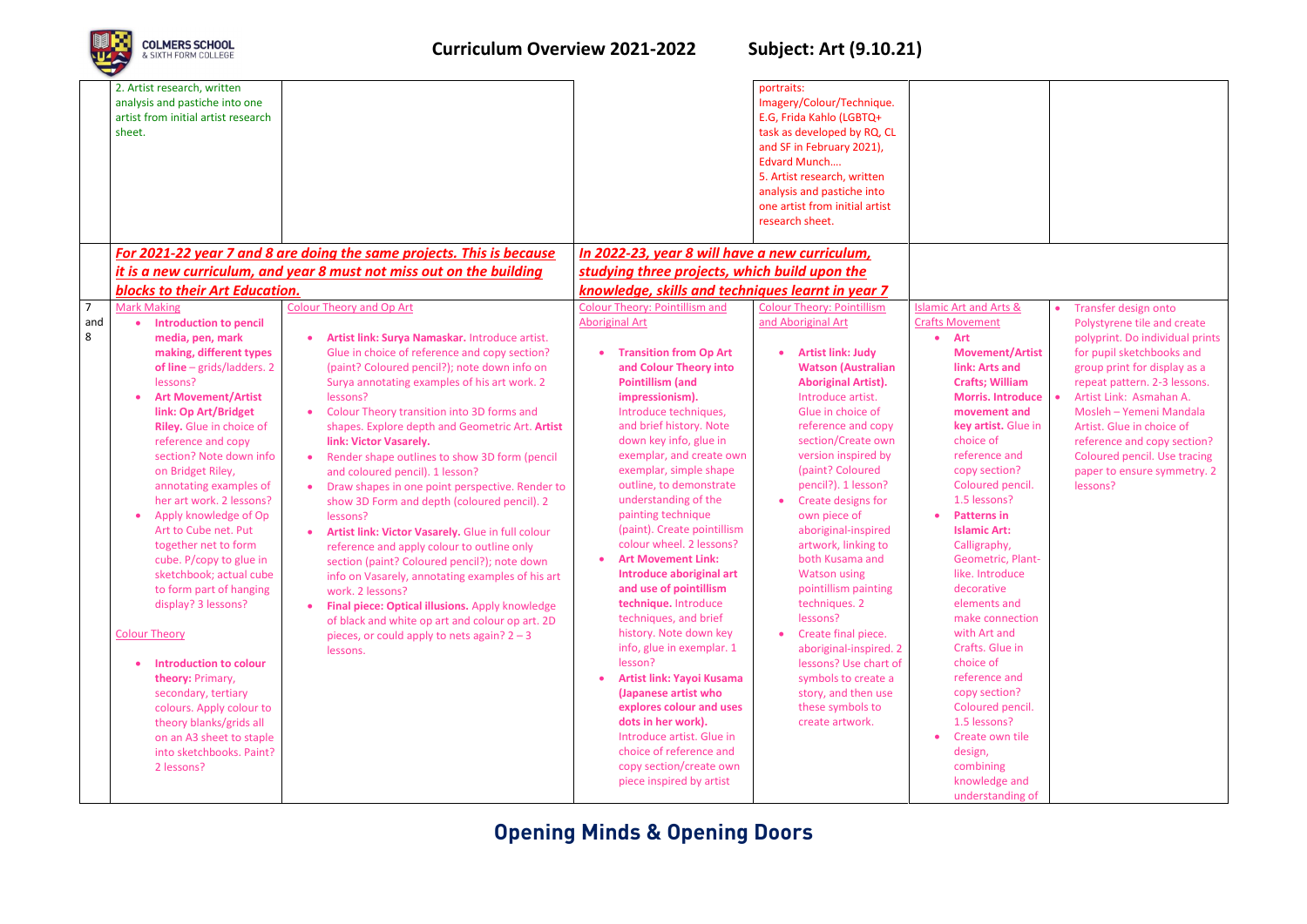| | | | | | | |
|---|---|---|---|---|---|---|
| | 2. Artist research, written analysis and pastiche into one artist from initial artist research sheet. | | | portraits: Imagery/Colour/Technique. E.G, Frida Kahlo (LGBTQ+ task as developed by RQ, CL and SF in February 2021), Edvard Munch….<br>5. Artist research, written analysis and pastiche into one artist from initial artist research sheet. | | |
| | ***For 2021-22 year 7 and 8 are doing the same projects. This is because it is a new curriculum, and year 8 must not miss out on the building blocks to their Art Education.*** | | ***In 2022-23, year 8 will have a new curriculum, studying three projects, which build upon the knowledge, skills and techniques learnt in year 7*** | | | |
| 7 and 8 | Mark Making<br>• **Introduction to pencil media, pen, mark making, different types of line** – grids/ladders. 2 lessons?<br>• **Art Movement/Artist link: Op Art/Bridget Riley.** Glue in choice of reference and copy section? Note down info on Bridget Riley, annotating examples of her art work. 2 lessons?<br>• Apply knowledge of Op Art to Cube net. Put together net to form cube. P/copy to glue in sketchbook; actual cube to form part of hanging display? 3 lessons?<br><br>Colour Theory<br>• **Introduction to colour theory:** Primary, secondary, tertiary colours. Apply colour to theory blanks/grids all on an A3 sheet to staple into sketchbooks. Paint? 2 lessons? | Colour Theory and Op Art<br>• **Artist link: Surya Namaskar.** Introduce artist. Glue in choice of reference and copy section? (paint? Coloured pencil?); note down info on Surya annotating examples of his art work. 2 lessons?<br>• Colour Theory transition into 3D forms and shapes. Explore depth and Geometric Art. **Artist link: Victor Vasarely.**<br>• Render shape outlines to show 3D form (pencil and coloured pencil). 1 lesson?<br>• Draw shapes in one point perspective. Render to show 3D Form and depth (coloured pencil). 2 lessons?<br>• **Artist link: Victor Vasarely.** Glue in full colour reference and apply colour to outline only section (paint? Coloured pencil?); note down info on Vasarely, annotating examples of his art work. 2 lessons?<br>• **Final piece: Optical illusions.** Apply knowledge of black and white op art and colour op art. 2D pieces, or could apply to nets again? 2 – 3 lessons. | Colour Theory: Pointillism and Aboriginal Art<br>• **Transition from Op Art and Colour Theory into Pointillism (and impressionism).** Introduce techniques, and brief history. Note down key info, glue in exemplar, and create own exemplar, simple shape outline, to demonstrate understanding of the painting technique (paint). Create pointillism colour wheel. 2 lessons?<br>• **Art Movement Link: Introduce aboriginal art and use of pointillism technique.** Introduce techniques, and brief history. Note down key info, glue in exemplar. 1 lesson?<br>• **Artist link: Yayoi Kusama (Japanese artist who explores colour and uses dots in her work).** Introduce artist. Glue in choice of reference and copy section/create own piece inspired by artist | Colour Theory: Pointillism and Aboriginal Art<br>• **Artist link: Judy Watson (Australian Aboriginal Artist).** Introduce artist. Glue in choice of reference and copy section/Create own version inspired by (paint? Coloured pencil?). 1 lesson?<br>• Create designs for own piece of aboriginal-inspired artwork, linking to both Kusama and Watson using pointillism painting techniques. 2 lessons?<br>• Create final piece. aboriginal-inspired. 2 lessons? Use chart of symbols to create a story, and then use these symbols to create artwork. | Islamic Art and Arts & Crafts Movement<br>• **Art Movement/Artist link: Arts and Crafts; William Morris. Introduce movement and key artist.** Glue in choice of reference and copy section? Coloured pencil. 1.5 lessons?<br>• **Patterns in Islamic Art:** Calligraphy, Geometric, Plant-like. Introduce decorative elements and make connection with Art and Crafts. Glue in choice of reference and copy section? Coloured pencil. 1.5 lessons?<br>• Create own tile design, combining knowledge and understanding of | • Transfer design onto Polystyrene tile and create polyprint. Do individual prints for pupil sketchbooks and group print for display as a repeat pattern. 2-3 lessons.<br>• Artist Link: Asmahan A. Mosleh – Yemeni Mandala Artist. Glue in choice of reference and copy section? Coloured pencil. Use tracing paper to ensure symmetry. 2 lessons? |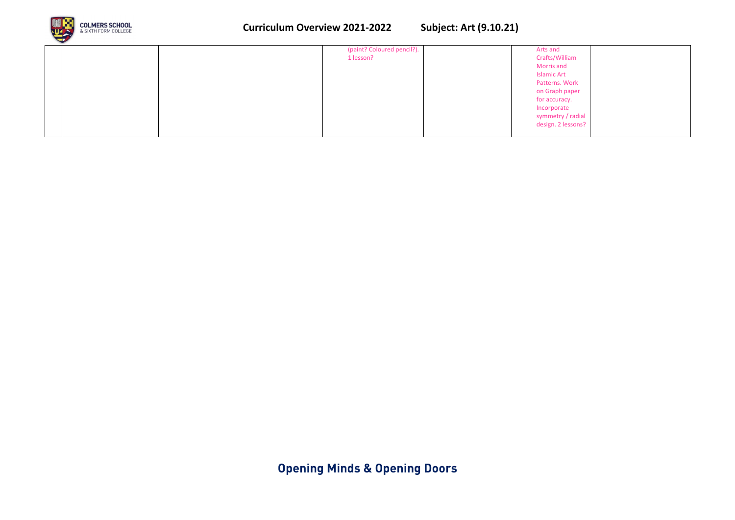| | | | | | | |
|---|---|---|---|---|---|---|
| | | | (paint? Coloured pencil?). 1 lesson? | | Arts and Crafts/William Morris and Islamic Art Patterns. Work on Graph paper for accuracy. Incorporate symmetry / radial design. 2 lessons? | |